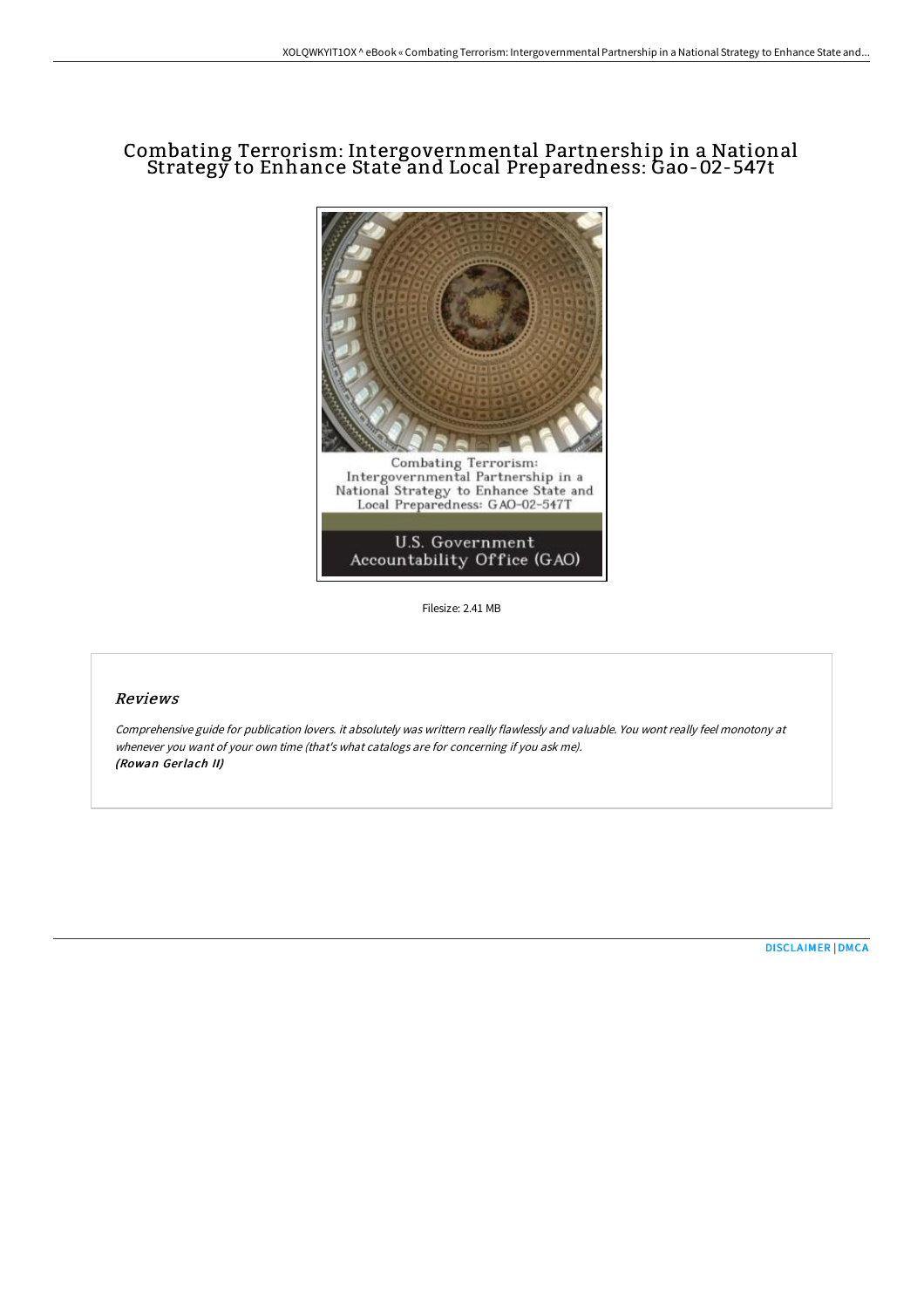# Combating Terrorism: Intergovernmental Partnership in a National Strategy to Enhance State and Local Preparedness: Gao-02-547t

Combating Terrorism: Intergovernmental Partnership in a National Strategy to Enhance State and Local Preparedness: GAO-02-547T

U.S. Government Accountability Office (GAO)

Filesize: 2.41 MB

## Reviews

*Comprehensive guide for publication lovers. it absolutely was writtern really flawlessly and valuable. You wont really feel monotony at whenever you want of your own time (that's what catalogs are for concerning if you ask me).*
***(Rowan Gerlach II)***

DISCLAIMER | DMCA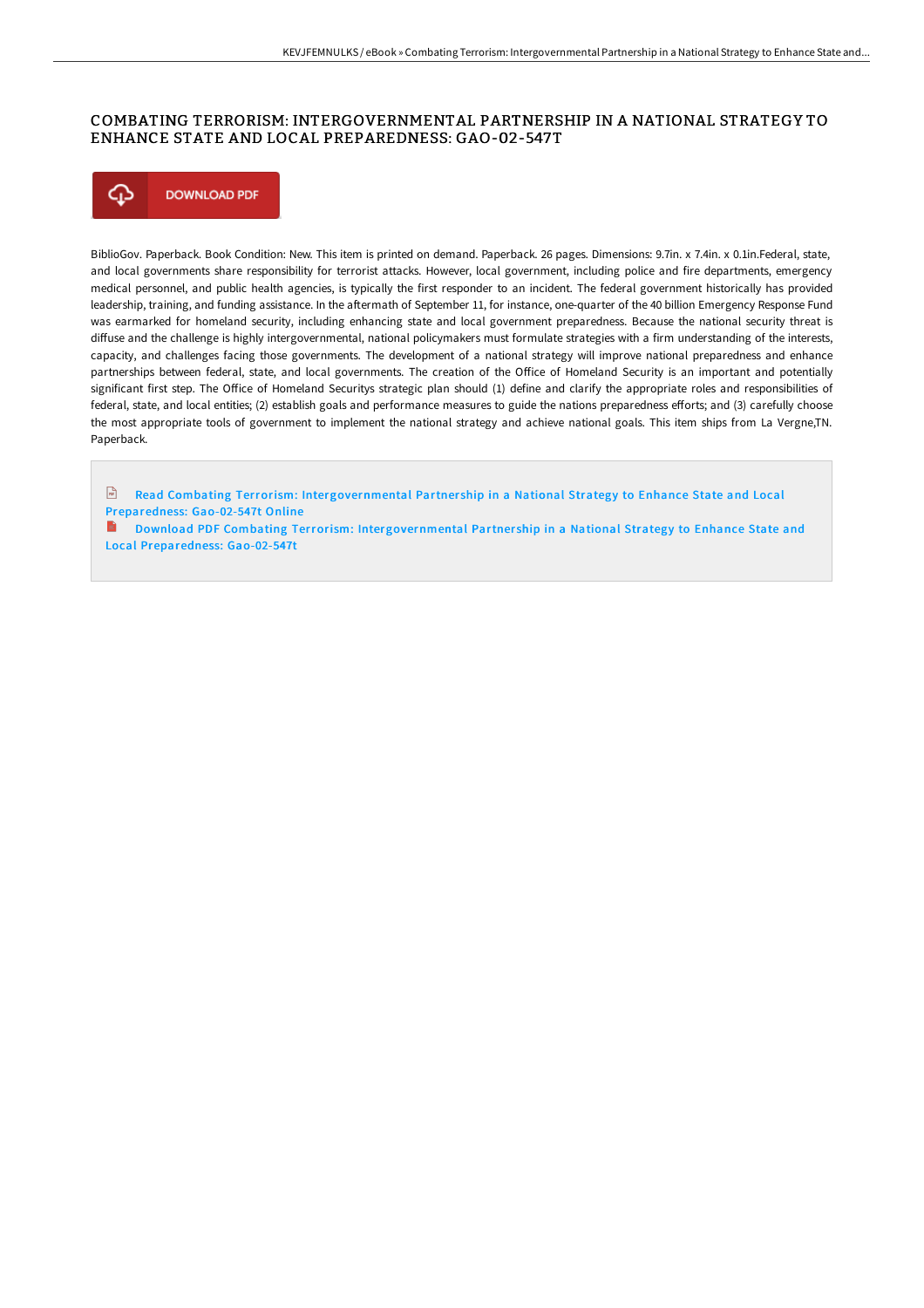# COMBATING TERRORISM: INTERGOVERNMENTAL PARTNERSHIP IN A NATIONAL STRATEGY TO ENHANCE STATE AND LOCAL PREPAREDNESS: GAO-02-547T

DOWNLOAD PDF

BiblioGov. Paperback. Book Condition: New. This item is printed on demand. Paperback. 26 pages. Dimensions: 9.7in. x 7.4in. x 0.1in.Federal, state, and local governments share responsibility for terrorist attacks. However, local government, including police and fire departments, emergency medical personnel, and public health agencies, is typically the first responder to an incident. The federal government historically has provided leadership, training, and funding assistance. In the aftermath of September 11, for instance, one-quarter of the 40 billion Emergency Response Fund was earmarked for homeland security, including enhancing state and local government preparedness. Because the national security threat is diffuse and the challenge is highly intergovernmental, national policymakers must formulate strategies with a firm understanding of the interests, capacity, and challenges facing those governments. The development of a national strategy will improve national preparedness and enhance partnerships between federal, state, and local governments. The creation of the Office of Homeland Security is an important and potentially significant first step. The Office of Homeland Securitys strategic plan should (1) define and clarify the appropriate roles and responsibilities of federal, state, and local entities; (2) establish goals and performance measures to guide the nations preparedness efforts; and (3) carefully choose the most appropriate tools of government to implement the national strategy and achieve national goals. This item ships from La Vergne,TN. Paperback.

Read Combating Terrorism: Intergovernmental Partnership in a National Strategy to Enhance State and Local Preparedness: Gao-02-547t Online

Download PDF Combating Terrorism: Intergovernmental Partnership in a National Strategy to Enhance State and Local Preparedness: Gao-02-547t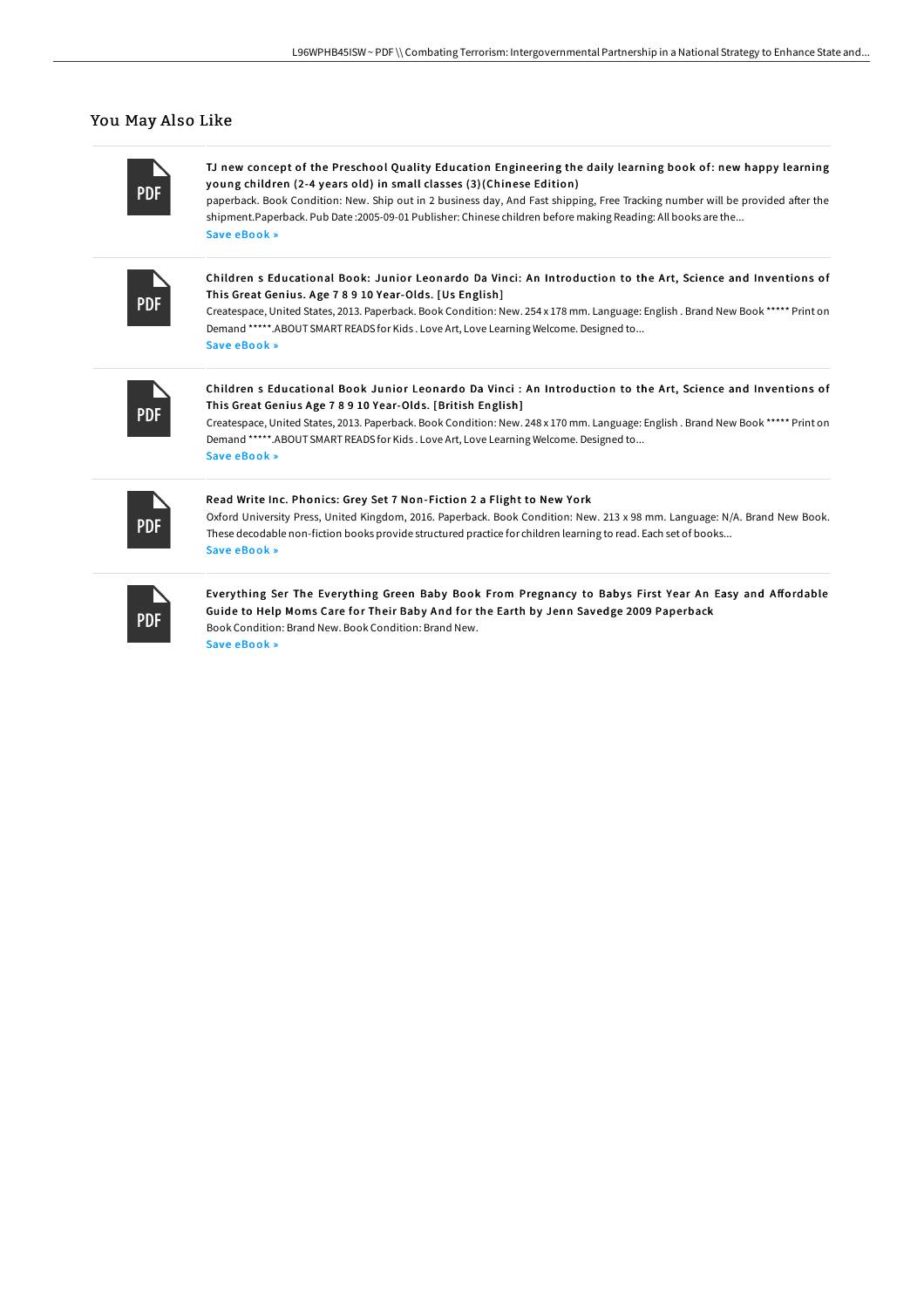## You May Also Like

**TJ new concept of the Preschool Quality Education Engineering the daily learning book of: new happy learning young children (2-4 years old) in small classes (3)(Chinese Edition)**

paperback. Book Condition: New. Ship out in 2 business day, And Fast shipping, Free Tracking number will be provided after the shipment.Paperback. Pub Date :2005-09-01 Publisher: Chinese children before making Reading: All books are the...

Save eBook »

**Children s Educational Book: Junior Leonardo Da Vinci: An Introduction to the Art, Science and Inventions of This Great Genius. Age 7 8 9 10 Year-Olds. [Us English]**

Createspace, United States, 2013. Paperback. Book Condition: New. 254 x 178 mm. Language: English . Brand New Book ***** Print on Demand *****.ABOUT SMART READS for Kids . Love Art, Love Learning Welcome. Designed to...

Save eBook »

**Children s Educational Book Junior Leonardo Da Vinci : An Introduction to the Art, Science and Inventions of This Great Genius Age 7 8 9 10 Year-Olds. [British English]**

Createspace, United States, 2013. Paperback. Book Condition: New. 248 x 170 mm. Language: English . Brand New Book ***** Print on Demand *****.ABOUT SMART READS for Kids . Love Art, Love Learning Welcome. Designed to...

Save eBook »

**Read Write Inc. Phonics: Grey Set 7 Non-Fiction 2 a Flight to New York**

Oxford University Press, United Kingdom, 2016. Paperback. Book Condition: New. 213 x 98 mm. Language: N/A. Brand New Book. These decodable non-fiction books provide structured practice for children learning to read. Each set of books...

Save eBook »

**Everything Ser The Everything Green Baby Book From Pregnancy to Babys First Year An Easy and Affordable Guide to Help Moms Care for Their Baby And for the Earth by Jenn Savedge 2009 Paperback**

Book Condition: Brand New. Book Condition: Brand New.

Save eBook »